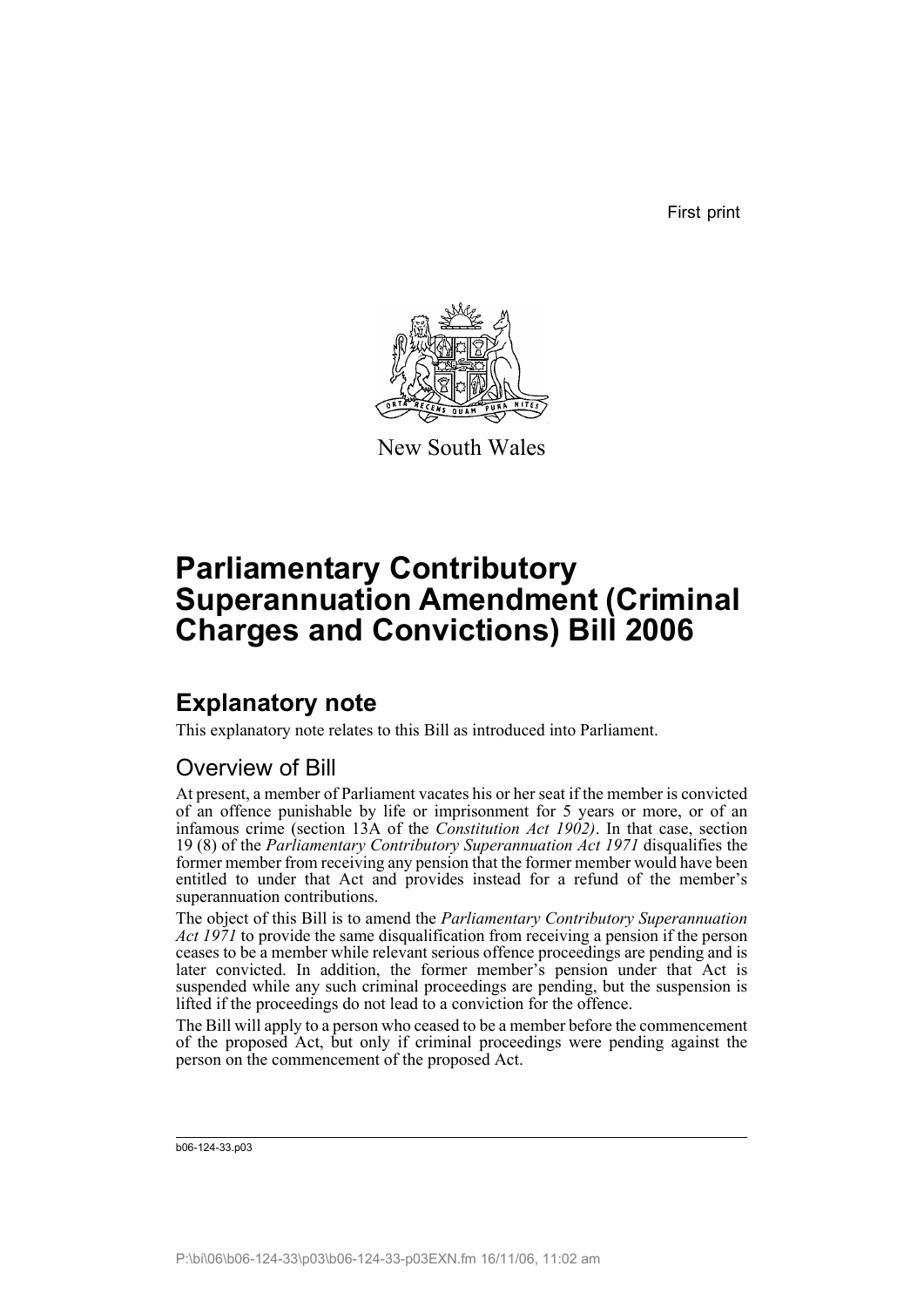First print

New South Wales

# Parliamentary Contributory Superannuation Amendment (Criminal Charges and Convictions) Bill 2006

## Explanatory note

This explanatory note relates to this Bill as introduced into Parliament.

### Overview of Bill

At present, a member of Parliament vacates his or her seat if the member is convicted of an offence punishable by life or imprisonment for 5 years or more, or of an infamous crime (section 13A of the *Constitution Act 1902)*. In that case, section 19 (8) of the *Parliamentary Contributory Superannuation Act 1971* disqualifies the former member from receiving any pension that the former member would have been entitled to under that Act and provides instead for a refund of the member's superannuation contributions.

The object of this Bill is to amend the *Parliamentary Contributory Superannuation Act 1971* to provide the same disqualification from receiving a pension if the person ceases to be a member while relevant serious offence proceedings are pending and is later convicted. In addition, the former member's pension under that Act is suspended while any such criminal proceedings are pending, but the suspension is lifted if the proceedings do not lead to a conviction for the offence.

The Bill will apply to a person who ceased to be a member before the commencement of the proposed Act, but only if criminal proceedings were pending against the person on the commencement of the proposed Act.

b06-124-33.p03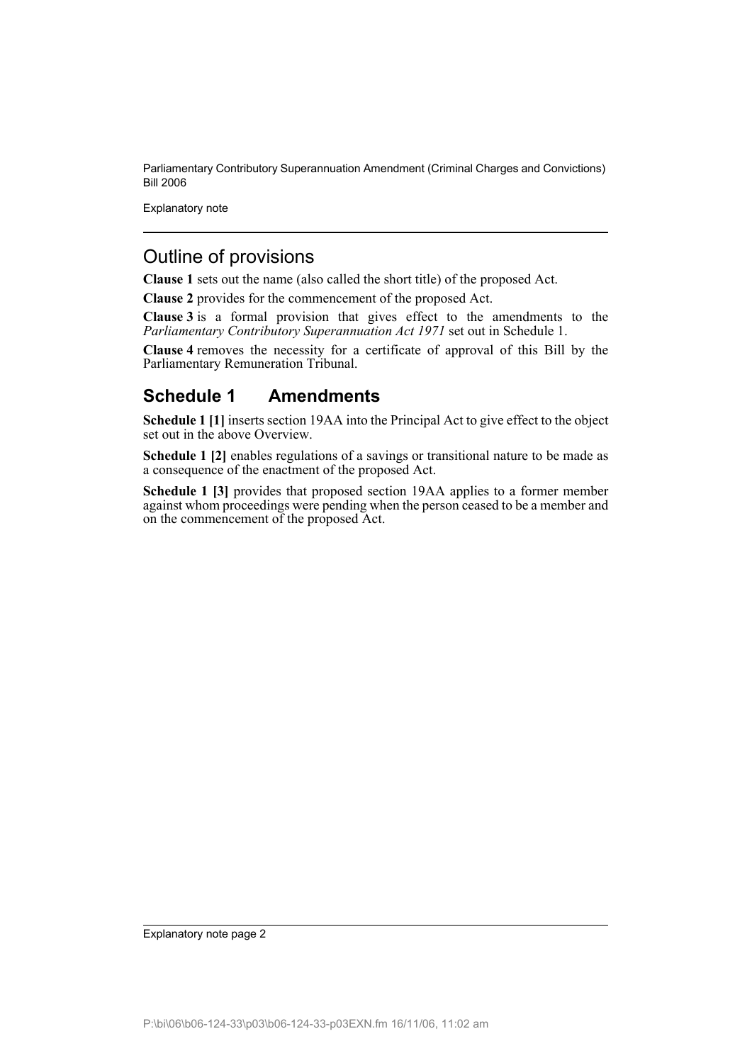## Outline of provisions

**Clause 1** sets out the name (also called the short title) of the proposed Act.

**Clause 2** provides for the commencement of the proposed Act.

**Clause 3** is a formal provision that gives effect to the amendments to the *Parliamentary Contributory Superannuation Act 1971* set out in Schedule 1.

**Clause 4** removes the necessity for a certificate of approval of this Bill by the Parliamentary Remuneration Tribunal.

## Schedule 1 Amendments

**Schedule 1 [1]** inserts section 19AA into the Principal Act to give effect to the object set out in the above Overview.

**Schedule 1 [2]** enables regulations of a savings or transitional nature to be made as a consequence of the enactment of the proposed Act.

**Schedule 1 [3]** provides that proposed section 19AA applies to a former member against whom proceedings were pending when the person ceased to be a member and on the commencement of the proposed Act.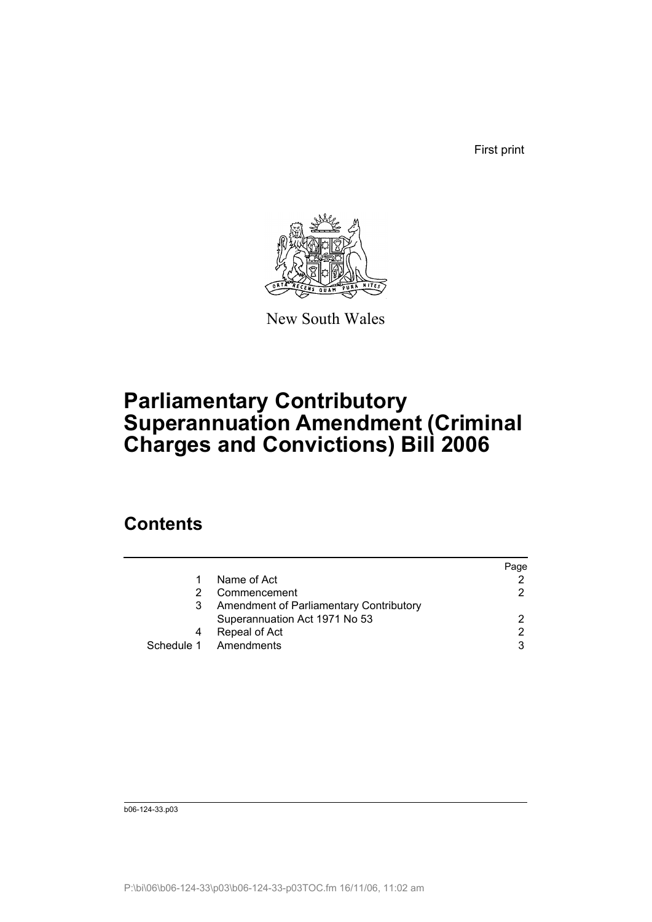First print

New South Wales

# Parliamentary Contributory Superannuation Amendment (Criminal Charges and Convictions) Bill 2006

## Contents

| | | Page |
|---|---|---|
| 1 | Name of Act | 2 |
| 2 | Commencement | 2 |
| 3 | Amendment of Parliamentary Contributory Superannuation Act 1971 No 53 | 2 |
| 4 | Repeal of Act | 2 |
| Schedule 1 | Amendments | 3 |

b06-124-33.p03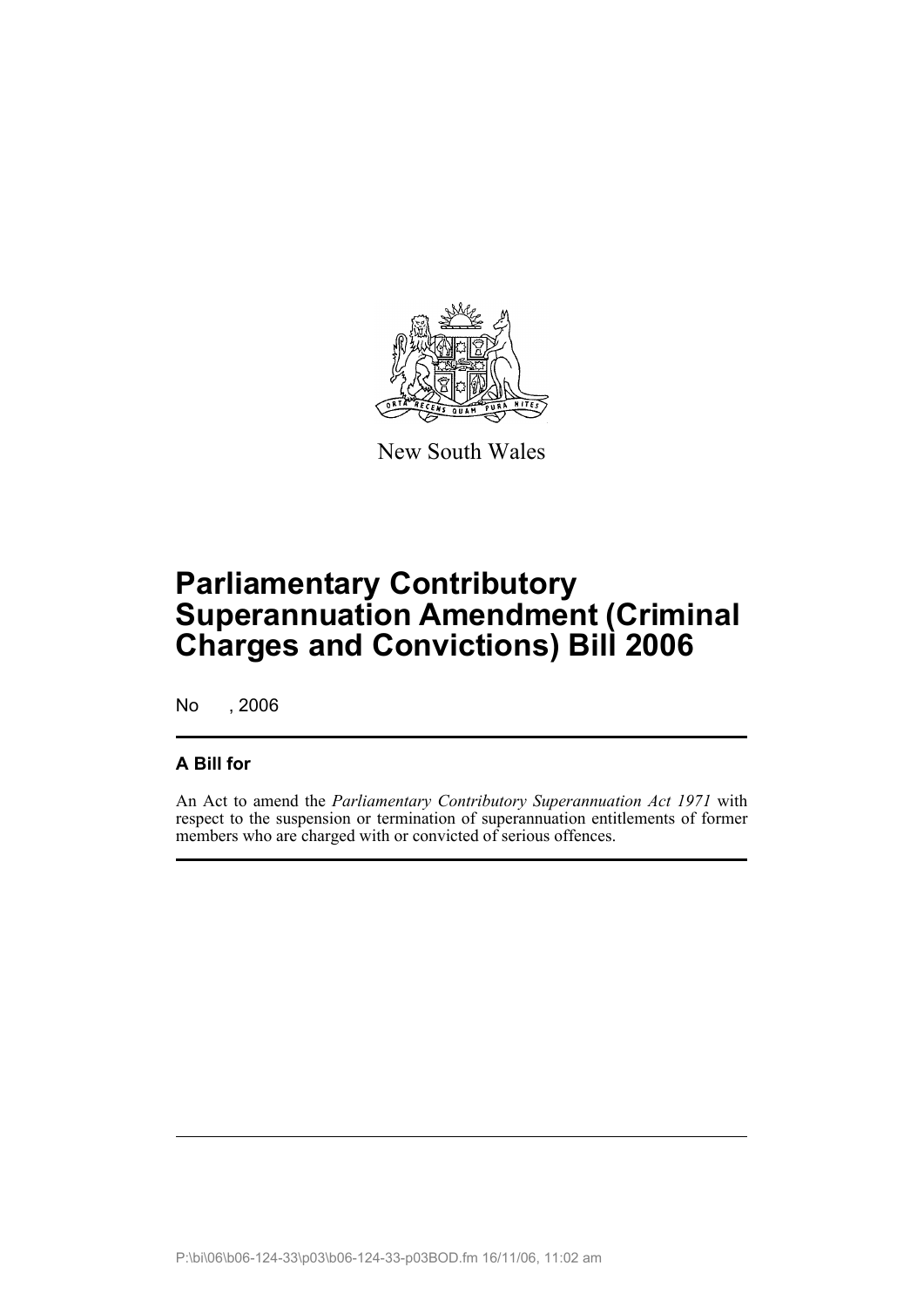New South Wales

# Parliamentary Contributory Superannuation Amendment (Criminal Charges and Convictions) Bill 2006

No , 2006

## A Bill for

An Act to amend the *Parliamentary Contributory Superannuation Act 1971* with respect to the suspension or termination of superannuation entitlements of former members who are charged with or convicted of serious offences.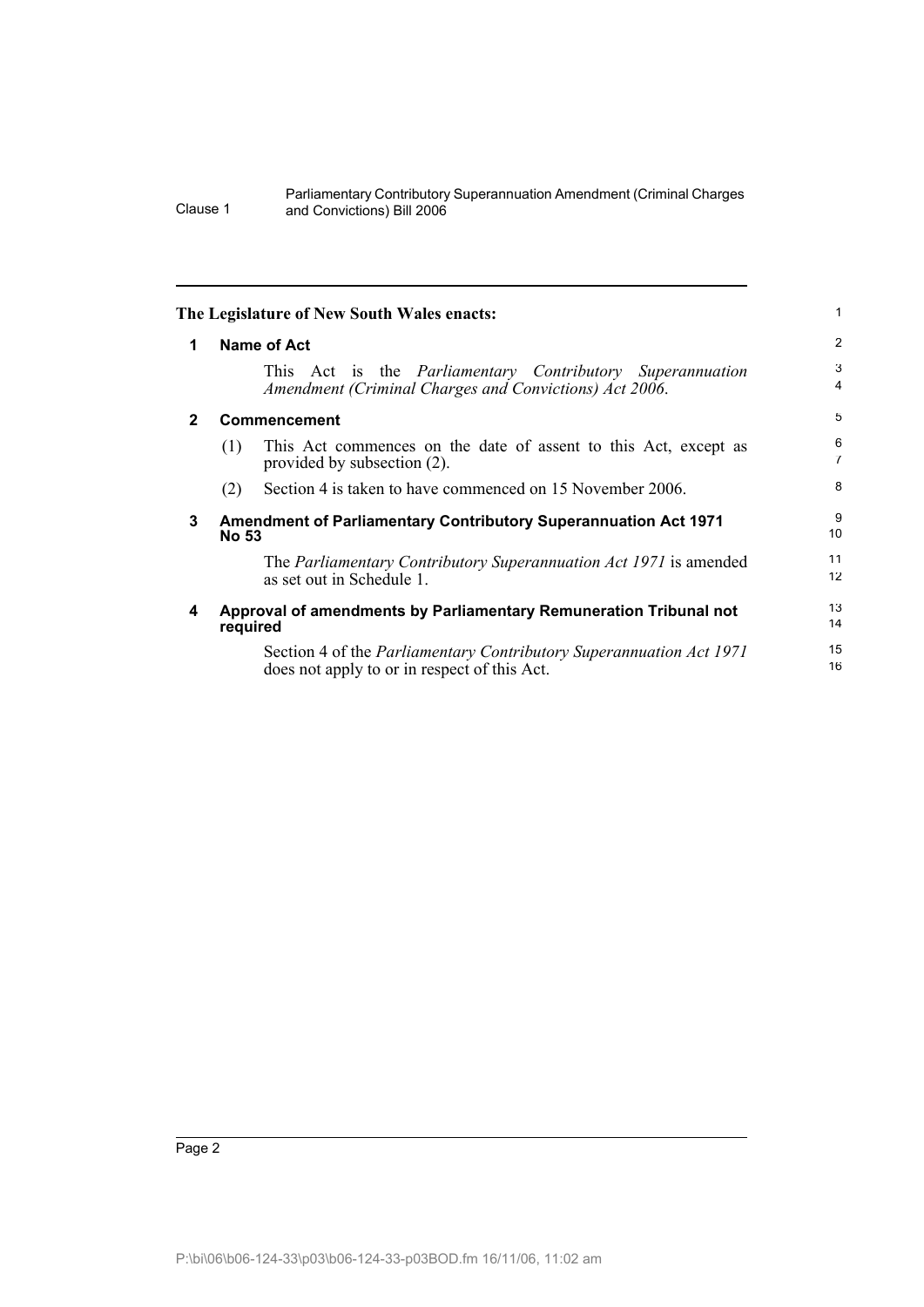**The Legislature of New South Wales enacts:**

## 1 Name of Act

This Act is the *Parliamentary Contributory Superannuation Amendment (Criminal Charges and Convictions) Act 2006*.

## 2 Commencement

(1) This Act commences on the date of assent to this Act, except as provided by subsection (2).

(2) Section 4 is taken to have commenced on 15 November 2006.

## 3 Amendment of Parliamentary Contributory Superannuation Act 1971 No 53

The *Parliamentary Contributory Superannuation Act 1971* is amended as set out in Schedule 1.

## 4 Approval of amendments by Parliamentary Remuneration Tribunal not required

Section 4 of the *Parliamentary Contributory Superannuation Act 1971* does not apply to or in respect of this Act.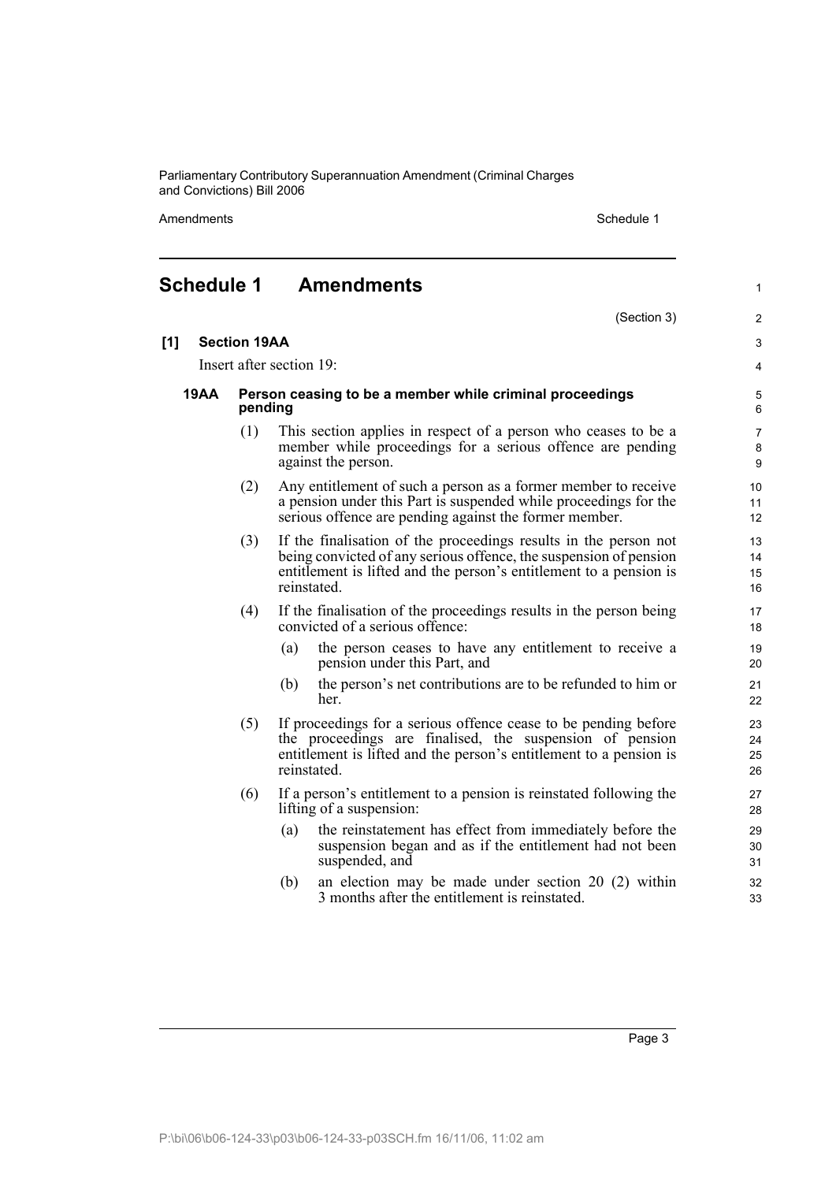## Schedule 1 Amendments

(Section 3)

**[1] Section 19AA**

Insert after section 19:

**19AA Person ceasing to be a member while criminal proceedings pending**

(1) This section applies in respect of a person who ceases to be a member while proceedings for a serious offence are pending against the person.

(2) Any entitlement of such a person as a former member to receive a pension under this Part is suspended while proceedings for the serious offence are pending against the former member.

(3) If the finalisation of the proceedings results in the person not being convicted of any serious offence, the suspension of pension entitlement is lifted and the person's entitlement to a pension is reinstated.

(4) If the finalisation of the proceedings results in the person being convicted of a serious offence:

- (a) the person ceases to have any entitlement to receive a pension under this Part, and
- (b) the person's net contributions are to be refunded to him or her.

(5) If proceedings for a serious offence cease to be pending before the proceedings are finalised, the suspension of pension entitlement is lifted and the person's entitlement to a pension is reinstated.

(6) If a person's entitlement to a pension is reinstated following the lifting of a suspension:

- (a) the reinstatement has effect from immediately before the suspension began and as if the entitlement had not been suspended, and
- (b) an election may be made under section 20 (2) within 3 months after the entitlement is reinstated.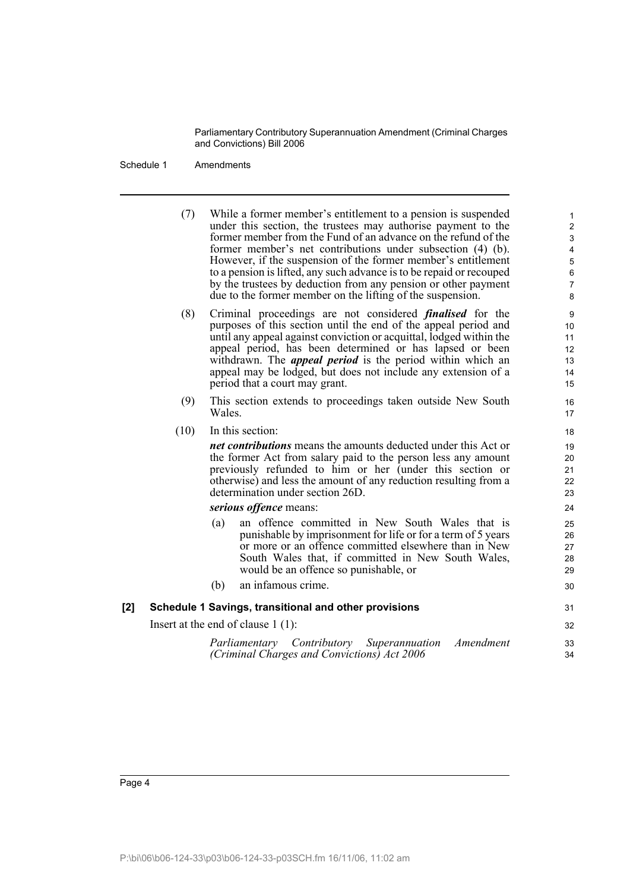(7) While a former member's entitlement to a pension is suspended under this section, the trustees may authorise payment to the former member from the Fund of an advance on the refund of the former member's net contributions under subsection (4) (b). However, if the suspension of the former member's entitlement to a pension is lifted, any such advance is to be repaid or recouped by the trustees by deduction from any pension or other payment due to the former member on the lifting of the suspension.

(8) Criminal proceedings are not considered ***finalised*** for the purposes of this section until the end of the appeal period and until any appeal against conviction or acquittal, lodged within the appeal period, has been determined or has lapsed or been withdrawn. The ***appeal period*** is the period within which an appeal may be lodged, but does not include any extension of a period that a court may grant.

(9) This section extends to proceedings taken outside New South Wales.

(10) In this section:

***net contributions*** means the amounts deducted under this Act or the former Act from salary paid to the person less any amount previously refunded to him or her (under this section or otherwise) and less the amount of any reduction resulting from a determination under section 26D.

***serious offence*** means:

(a) an offence committed in New South Wales that is punishable by imprisonment for life or for a term of 5 years or more or an offence committed elsewhere than in New South Wales that, if committed in New South Wales, would be an offence so punishable, or

(b) an infamous crime.

**[2] Schedule 1 Savings, transitional and other provisions**

Insert at the end of clause 1 (1):

*Parliamentary Contributory Superannuation Amendment (Criminal Charges and Convictions) Act 2006*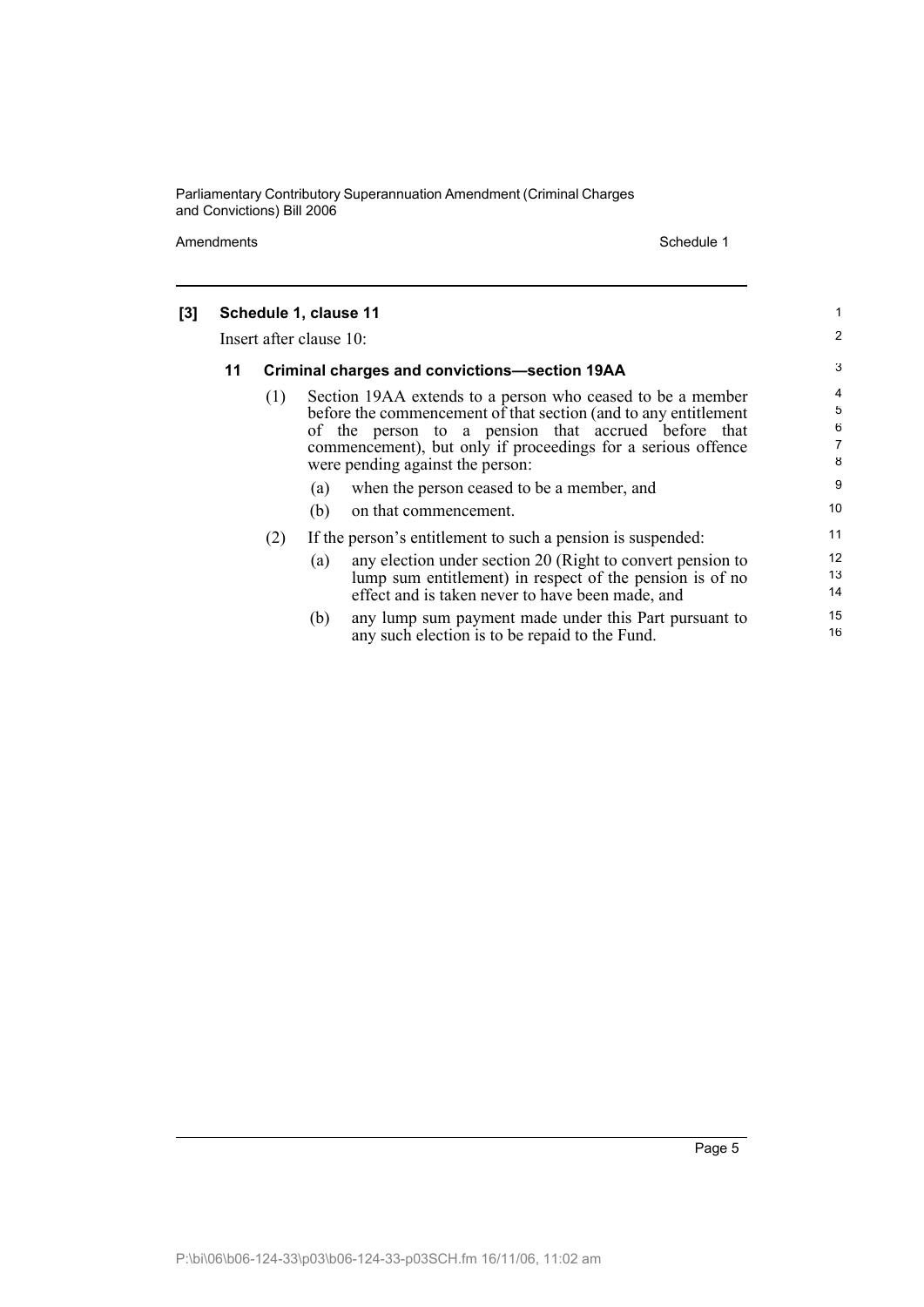**[3] Schedule 1, clause 11**

Insert after clause 10:

### 11 Criminal charges and convictions—section 19AA

(1) Section 19AA extends to a person who ceased to be a member before the commencement of that section (and to any entitlement of the person to a pension that accrued before that commencement), but only if proceedings for a serious offence were pending against the person:

- (a) when the person ceased to be a member, and
- (b) on that commencement.

(2) If the person's entitlement to such a pension is suspended:

- (a) any election under section 20 (Right to convert pension to lump sum entitlement) in respect of the pension is of no effect and is taken never to have been made, and
- (b) any lump sum payment made under this Part pursuant to any such election is to be repaid to the Fund.